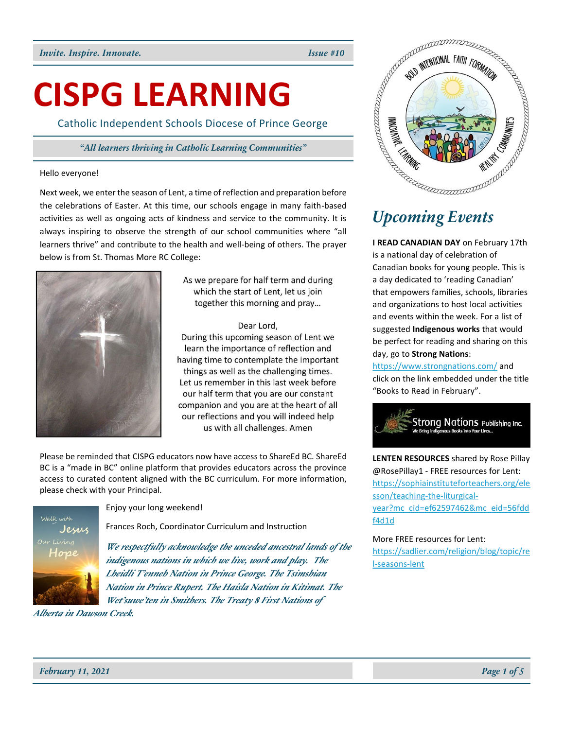*Invite. Inspire. Innovate.* *Issue #10*

# CISPG LEARNING

Catholic Independent Schools Diocese of Prince George

*"All learners thriving in Catholic Learning Communities"*

Hello everyone!

Next week, we enter the season of Lent, a time of reflection and preparation before the celebrations of Easter. At this time, our schools engage in many faith-based activities as well as ongoing acts of kindness and service to the community. It is always inspiring to observe the strength of our school communities where "all learners thrive" and contribute to the health and well-being of others. The prayer below is from St. Thomas More RC College:

As we prepare for half term and during which the start of Lent, let us join together this morning and pray…

Dear Lord,
During this upcoming season of Lent we learn the importance of reflection and having time to contemplate the important things as well as the challenging times. Let us remember in this last week before our half term that you are our constant companion and you are at the heart of all our reflections and you will indeed help us with all challenges. Amen

Please be reminded that CISPG educators now have access to ShareEd BC. ShareEd BC is a "made in BC" online platform that provides educators across the province access to curated content aligned with the BC curriculum. For more information, please check with your Principal.

Enjoy your long weekend!

Frances Roch, Coordinator Curriculum and Instruction

*We respectfully acknowledge the unceded ancestral lands of the indigenous nations in which we live, work and play. The Lheidli T'enneh Nation in Prince George. The Tsimshian Nation in Prince Rupert. The Haisla Nation in Kitimat. The Wet'suwe'ten in Smithers. The Treaty 8 First Nations of Alberta in Dawson Creek.*

## Upcoming Events

**I READ CANADIAN DAY** on February 17th is a national day of celebration of Canadian books for young people. This is a day dedicated to 'reading Canadian' that empowers families, schools, libraries and organizations to host local activities and events within the week. For a list of suggested **Indigenous works** that would be perfect for reading and sharing on this day, go to **Strong Nations**: https://www.strongnations.com/ and click on the link embedded under the title "Books to Read in February".

**LENTEN RESOURCES** shared by Rose Pillay @RosePillay1 - FREE resources for Lent: https://sophiainstituteforteachers.org/elesson/teaching-the-liturgical-year?mc_cid=ef62597462&mc_eid=56fddf4d1d

More FREE resources for Lent: https://sadlier.com/religion/blog/topic/rel-seasons-lent

*February 11, 2021*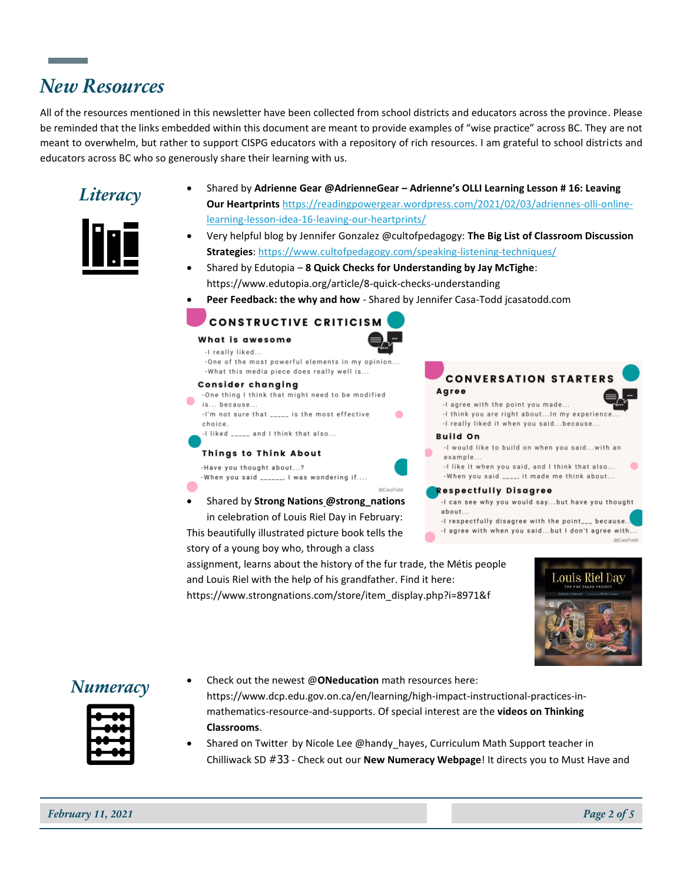## New Resources

All of the resources mentioned in this newsletter have been collected from school districts and educators across the province. Please be reminded that the links embedded within this document are meant to provide examples of "wise practice" across BC. They are not meant to overwhelm, but rather to support CISPG educators with a repository of rich resources. I am grateful to school districts and educators across BC who so generously share their learning with us.

### Literacy

- Shared by **Adrienne Gear @AdrienneGear – Adrienne's OLLI Learning Lesson # 16: Leaving Our Heartprints** https://readingpowergear.wordpress.com/2021/02/03/adriennes-olli-online-learning-lesson-idea-16-leaving-our-heartprints/
- Very helpful blog by Jennifer Gonzalez @cultofpedagogy: **The Big List of Classroom Discussion Strategies**: https://www.cultofpedagogy.com/speaking-listening-techniques/
- Shared by Edutopia – **8 Quick Checks for Understanding by Jay McTighe**: https://www.edutopia.org/article/8-quick-checks-understanding
- **Peer Feedback: the why and how** - Shared by Jennifer Casa-Todd jcasatodd.com

**CONSTRUCTIVE CRITICISM**

**What is awesome**
- -I really liked...
- -One of the most powerful elements in my opinion...
- -What this media piece does really well is...

**Consider changing**
- -One thing I think that might need to be modified is... because...
- -I'm not sure that _____ is the most effective choice.
- -I liked _____ and I think that also...

**Things to Think About**
- -Have you thought about...?
- -When you said ______, I was wondering if....

@jCasaTodd

**CONVERSATION STARTERS**

**Agree**
- -I agree with the point you made...
- -I think you are right about...In my experience...
- -I really liked it when you said...because...

**Build On**
- -I would like to build on when you said...with an example...
- -I like it when you said, and I think that also...
- -When you said ____, it made me think about...

**Respectfully Disagree**
- -I can see why you would say...but have you thought about...
- -I respectfully disagree with the point___ because...
- -I agree with when you said...but I don't agree with...

@jCasaTodd

- Shared by **Strong Nations @strong_nations** in celebration of Louis Riel Day in February: This beautifully illustrated picture book tells the story of a young boy who, through a class assignment, learns about the history of the fur trade, the Métis people and Louis Riel with the help of his grandfather. Find it here: https://www.strongnations.com/store/item_display.php?i=8971&f

### Numeracy

- Check out the newest **@ONeducation** math resources here: https://www.dcp.edu.gov.on.ca/en/learning/high-impact-instructional-practices-in-mathematics-resource-and-supports. Of special interest are the **videos on Thinking Classrooms**.
- Shared on Twitter by Nicole Lee @handy_hayes, Curriculum Math Support teacher in Chilliwack SD #33 - Check out our **New Numeracy Webpage**! It directs you to Must Have and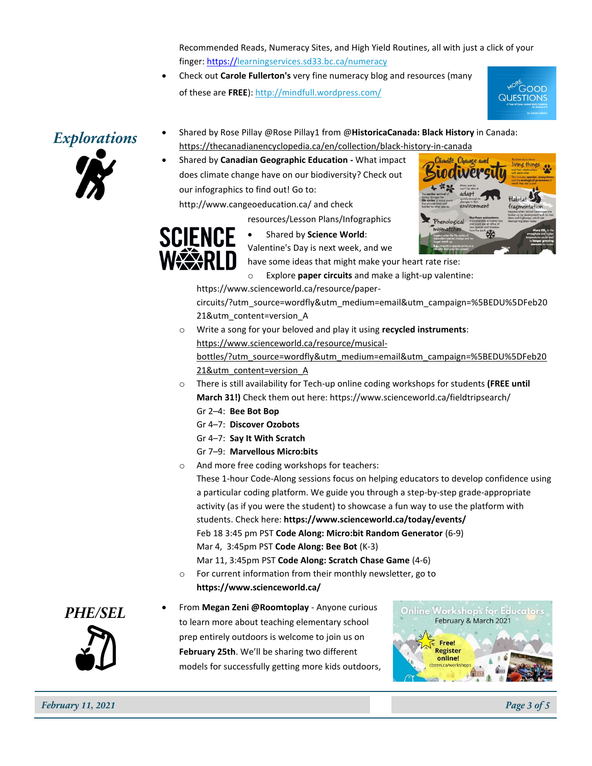Recommended Reads, Numeracy Sites, and High Yield Routines, all with just a click of your finger: https://learningservices.sd33.bc.ca/numeracy

- Check out **Carole Fullerton's** very fine numeracy blog and resources (many of these are **FREE**): http://mindfull.wordpress.com/

## *Explorations*

- Shared by Rose Pillay @Rose Pillay1 from **@HistoricaCanada: Black History** in Canada: https://thecanadianencyclopedia.ca/en/collection/black-history-in-canada
- Shared by **Canadian Geographic Education -** What impact does climate change have on our biodiversity? Check out our infographics to find out! Go to: http://www.cangeoeducation.ca/ and check resources/Lesson Plans/Infographics
- Shared by **Science World**: Valentine's Day is next week, and we have some ideas that might make your heart rate rise:
  - Explore **paper circuits** and make a light-up valentine: https://www.scienceworld.ca/resource/paper-circuits/?utm_source=wordfly&utm_medium=email&utm_campaign=%5BEDU%5DFeb2021&utm_content=version_A
  - Write a song for your beloved and play it using **recycled instruments**: https://www.scienceworld.ca/resource/musical-bottles/?utm_source=wordfly&utm_medium=email&utm_campaign=%5BEDU%5DFeb2021&utm_content=version_A
  - There is still availability for Tech-up online coding workshops for students **(FREE until March 31!)** Check them out here: https://www.scienceworld.ca/fieldtripsearch/

    Gr 2–4: **Bee Bot Bop**

    Gr 4–7: **Discover Ozobots**

    Gr 4–7: **Say It With Scratch**

    Gr 7–9: **Marvellous Micro:bits**
  - And more free coding workshops for teachers:

    These 1-hour Code-Along sessions focus on helping educators to develop confidence using a particular coding platform. We guide you through a step-by-step grade-appropriate activity (as if you were the student) to showcase a fun way to use the platform with students. Check here: **https://www.scienceworld.ca/today/events/**

    Feb 18 3:45 pm PST **Code Along: Micro:bit Random Generator** (6-9)

    Mar 4, 3:45pm PST **Code Along: Bee Bot** (K-3)

    Mar 11, 3:45pm PST **Code Along: Scratch Chase Game** (4-6)
  - For current information from their monthly newsletter, go to **https://www.scienceworld.ca/**

## *PHE/SEL*

- From **Megan Zeni @Roomtoplay** - Anyone curious to learn more about teaching elementary school prep entirely outdoors is welcome to join us on **February 25th**. We'll be sharing two different models for successfully getting more kids outdoors,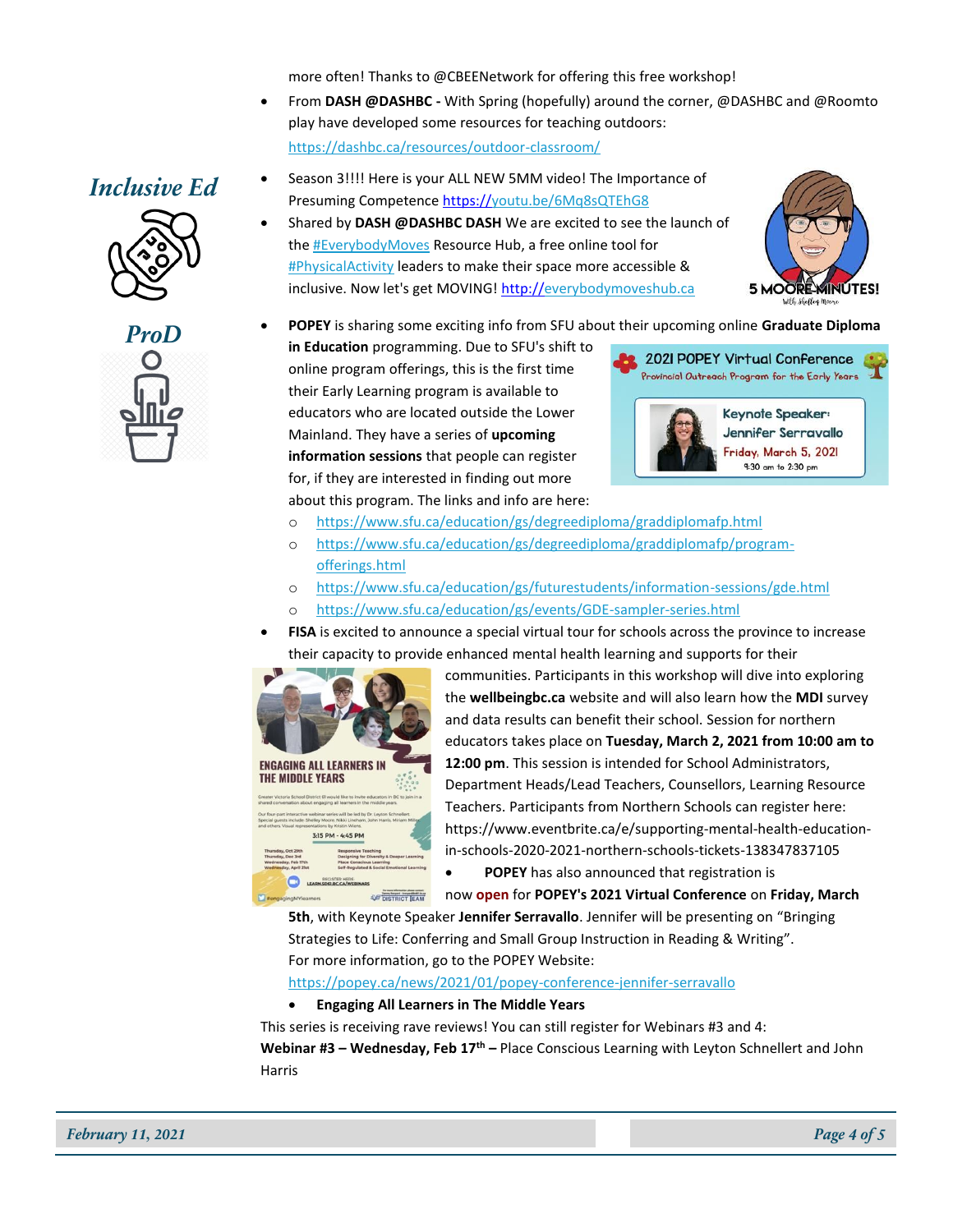more often! Thanks to @CBEENetwork for offering this free workshop!

- From **DASH @DASHBC -** With Spring (hopefully) around the corner, @DASHBC and @Roomto play have developed some resources for teaching outdoors: https://dashbc.ca/resources/outdoor-classroom/

## *Inclusive Ed*

- Season 3!!!! Here is your ALL NEW 5MM video! The Importance of Presuming Competence https://youtu.be/6Mq8sQTEhG8
- Shared by **DASH @DASHBC DASH** We are excited to see the launch of the #EverybodyMoves Resource Hub, a free online tool for #PhysicalActivity leaders to make their space more accessible & inclusive. Now let's get MOVING! http://everybodymoveshub.ca

## *ProD*

- **POPEY** is sharing some exciting info from SFU about their upcoming online **Graduate Diploma in Education** programming. Due to SFU's shift to online program offerings, this is the first time their Early Learning program is available to educators who are located outside the Lower Mainland. They have a series of **upcoming information sessions** that people can register for, if they are interested in finding out more about this program. The links and info are here:
  - https://www.sfu.ca/education/gs/degreediploma/graddiplomafp.html
  - https://www.sfu.ca/education/gs/degreediploma/graddiplomafp/program-offerings.html
  - https://www.sfu.ca/education/gs/futurestudents/information-sessions/gde.html
  - https://www.sfu.ca/education/gs/events/GDE-sampler-series.html
- **FISA** is excited to announce a special virtual tour for schools across the province to increase their capacity to provide enhanced mental health learning and supports for their communities. Participants in this workshop will dive into exploring the **wellbeingbc.ca** website and will also learn how the **MDI** survey and data results can benefit their school. Session for northern educators takes place on **Tuesday, March 2, 2021 from 10:00 am to 12:00 pm**. This session is intended for School Administrators, Department Heads/Lead Teachers, Counsellors, Learning Resource Teachers. Participants from Northern Schools can register here: https://www.eventbrite.ca/e/supporting-mental-health-education-in-schools-2020-2021-northern-schools-tickets-138347837105
- **POPEY** has also announced that registration is now **open** for **POPEY's 2021 Virtual Conference** on **Friday, March 5th**, with Keynote Speaker **Jennifer Serravallo**. Jennifer will be presenting on "Bringing Strategies to Life: Conferring and Small Group Instruction in Reading & Writing". For more information, go to the POPEY Website: https://popey.ca/news/2021/01/popey-conference-jennifer-serravallo
- **Engaging All Learners in The Middle Years**

This series is receiving rave reviews! You can still register for Webinars #3 and 4:

**Webinar #3 – Wednesday, Feb 17th –** Place Conscious Learning with Leyton Schnellert and John Harris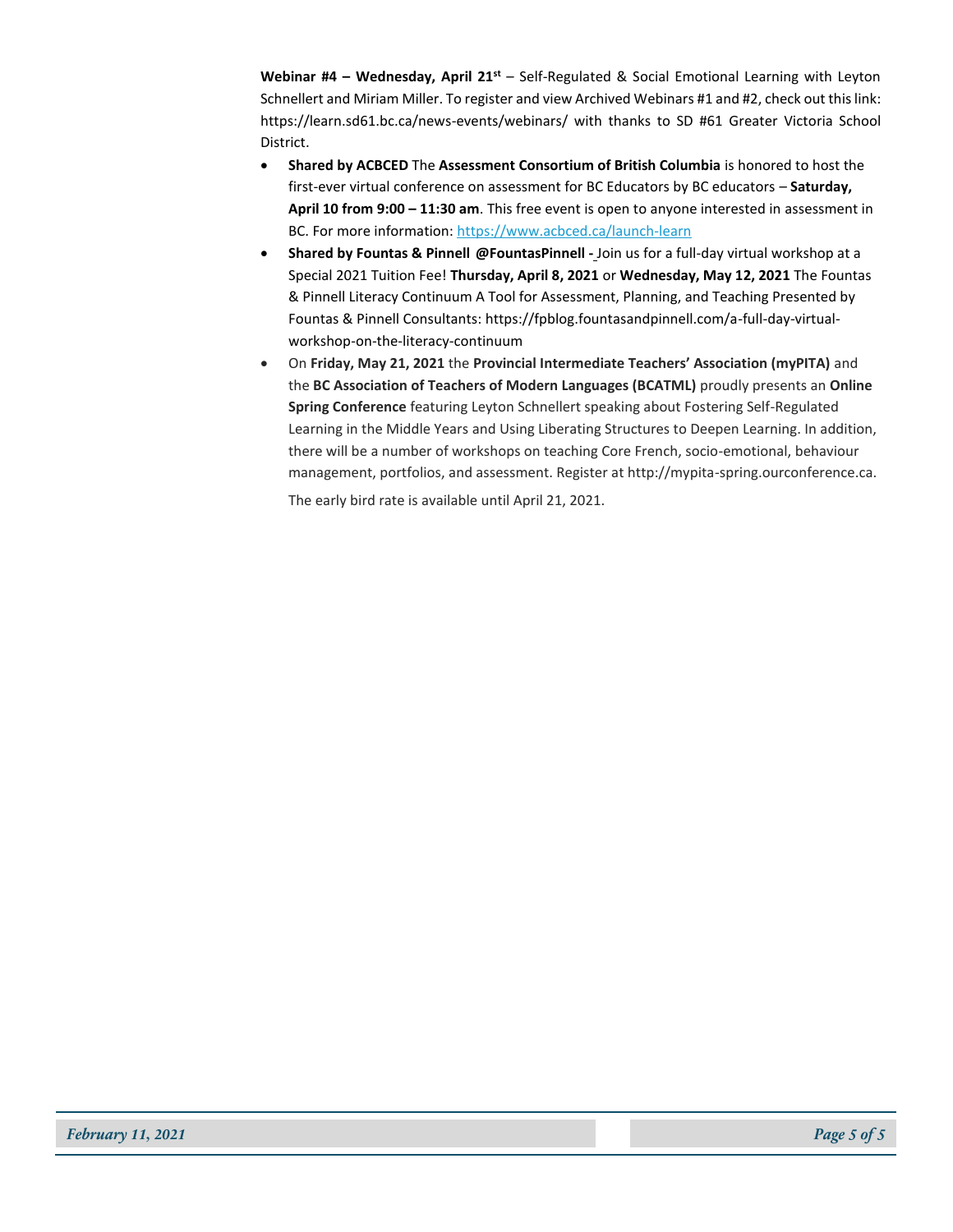**Webinar #4 – Wednesday, April 21st** – Self-Regulated & Social Emotional Learning with Leyton Schnellert and Miriam Miller. To register and view Archived Webinars #1 and #2, check out this link: https://learn.sd61.bc.ca/news-events/webinars/ with thanks to SD #61 Greater Victoria School District.

- **Shared by ACBCED** The **Assessment Consortium of British Columbia** is honored to host the first-ever virtual conference on assessment for BC Educators by BC educators – **Saturday, April 10 from 9:00 – 11:30 am**. This free event is open to anyone interested in assessment in BC. For more information: https://www.acbced.ca/launch-learn
- **Shared by Fountas & Pinnell @FountasPinnell -** Join us for a full-day virtual workshop at a Special 2021 Tuition Fee! **Thursday, April 8, 2021** or **Wednesday, May 12, 2021** The Fountas & Pinnell Literacy Continuum A Tool for Assessment, Planning, and Teaching Presented by Fountas & Pinnell Consultants: https://fpblog.fountasandpinnell.com/a-full-day-virtual-workshop-on-the-literacy-continuum
- On **Friday, May 21, 2021** the **Provincial Intermediate Teachers' Association (myPITA)** and the **BC Association of Teachers of Modern Languages (BCATML)** proudly presents an **Online Spring Conference** featuring Leyton Schnellert speaking about Fostering Self-Regulated Learning in the Middle Years and Using Liberating Structures to Deepen Learning. In addition, there will be a number of workshops on teaching Core French, socio-emotional, behaviour management, portfolios, and assessment. Register at http://mypita-spring.ourconference.ca.

  The early bird rate is available until April 21, 2021.